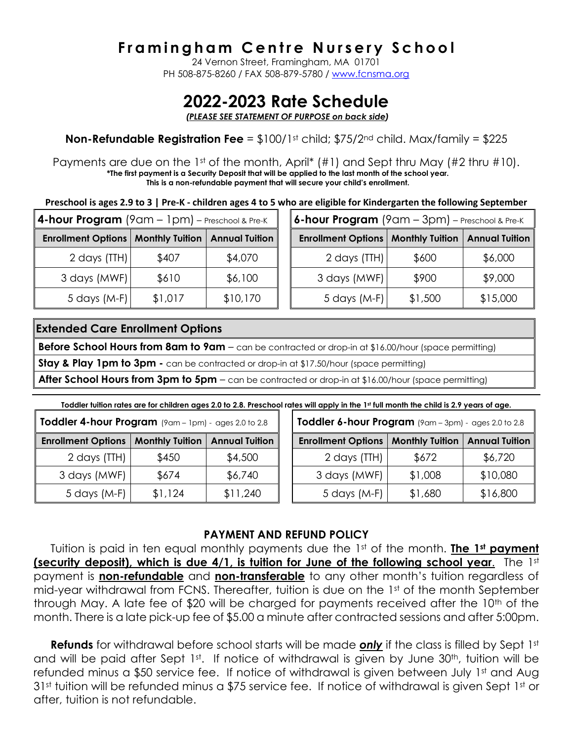# Framingham Centre Nursery School

24 Vernon Street, Framingham, MA 01701
PH 508-875-8260 / FAX 508-879-5780 / www.fcnsma.org

# 2022-2023 Rate Schedule

***(PLEASE SEE STATEMENT OF PURPOSE on back side)***

**Non-Refundable Registration Fee** = $100/1st child; $75/2nd child. Max/family = $225

Payments are due on the 1st of the month, April* (#1) and Sept thru May (#2 thru #10).
**\*The first payment is a Security Deposit that will be applied to the last month of the school year.**
**This is a non-refundable payment that will secure your child's enrollment.**

**Preschool is ages 2.9 to 3 | Pre-K - children ages 4 to 5 who are eligible for Kindergarten the following September**

**4-hour Program** (9am – 1pm) – Preschool & Pre-K

| Enrollment Options | Monthly Tuition | Annual Tuition |
|---|---|---|
| 2 days (TTH) | $407 | $4,070 |
| 3 days (MWF) | $610 | $6,100 |
| 5 days (M-F) | $1,017 | $10,170 |

**6-hour Program** (9am – 3pm) – Preschool & Pre-K

| Enrollment Options | Monthly Tuition | Annual Tuition |
|---|---|---|
| 2 days (TTH) | $600 | $6,000 |
| 3 days (MWF) | $900 | $9,000 |
| 5 days (M-F) | $1,500 | $15,000 |

| **Extended Care Enrollment Options** |
|---|
| **Before School Hours from 8am to 9am** – can be contracted or drop-in at $16.00/hour (space permitting) |
| **Stay & Play 1pm to 3pm -** can be contracted or drop-in at $17.50/hour (space permitting) |
| **After School Hours from 3pm to 5pm** – can be contracted or drop-in at $16.00/hour (space permitting) |

**Toddler tuition rates are for children ages 2.0 to 2.8. Preschool rates will apply in the 1st full month the child is 2.9 years of age.**

**Toddler 4-hour Program** (9am – 1pm) - ages 2.0 to 2.8

| Enrollment Options | Monthly Tuition | Annual Tuition |
|---|---|---|
| 2 days (TTH) | $450 | $4,500 |
| 3 days (MWF) | $674 | $6,740 |
| 5 days (M-F) | $1,124 | $11,240 |

**Toddler 6-hour Program** (9am – 3pm) - ages 2.0 to 2.8

| Enrollment Options | Monthly Tuition | Annual Tuition |
|---|---|---|
| 2 days (TTH) | $672 | $6,720 |
| 3 days (MWF) | $1,008 | $10,080 |
| 5 days (M-F) | $1,680 | $16,800 |

## PAYMENT AND REFUND POLICY

Tuition is paid in ten equal monthly payments due the 1st of the month. **The 1st payment (security deposit), which is due 4/1, is tuition for June of the following school year**. The 1st payment is **non-refundable** and **non-transferable** to any other month's tuition regardless of mid-year withdrawal from FCNS. Thereafter, tuition is due on the 1st of the month September through May. A late fee of $20 will be charged for payments received after the 10th of the month. There is a late pick-up fee of $5.00 a minute after contracted sessions and after 5:00pm.

**Refunds** for withdrawal before school starts will be made ***only*** if the class is filled by Sept 1st and will be paid after Sept 1st. If notice of withdrawal is given by June 30th, tuition will be refunded minus a $50 service fee. If notice of withdrawal is given between July 1st and Aug 31st tuition will be refunded minus a $75 service fee. If notice of withdrawal is given Sept 1st or after, tuition is not refundable.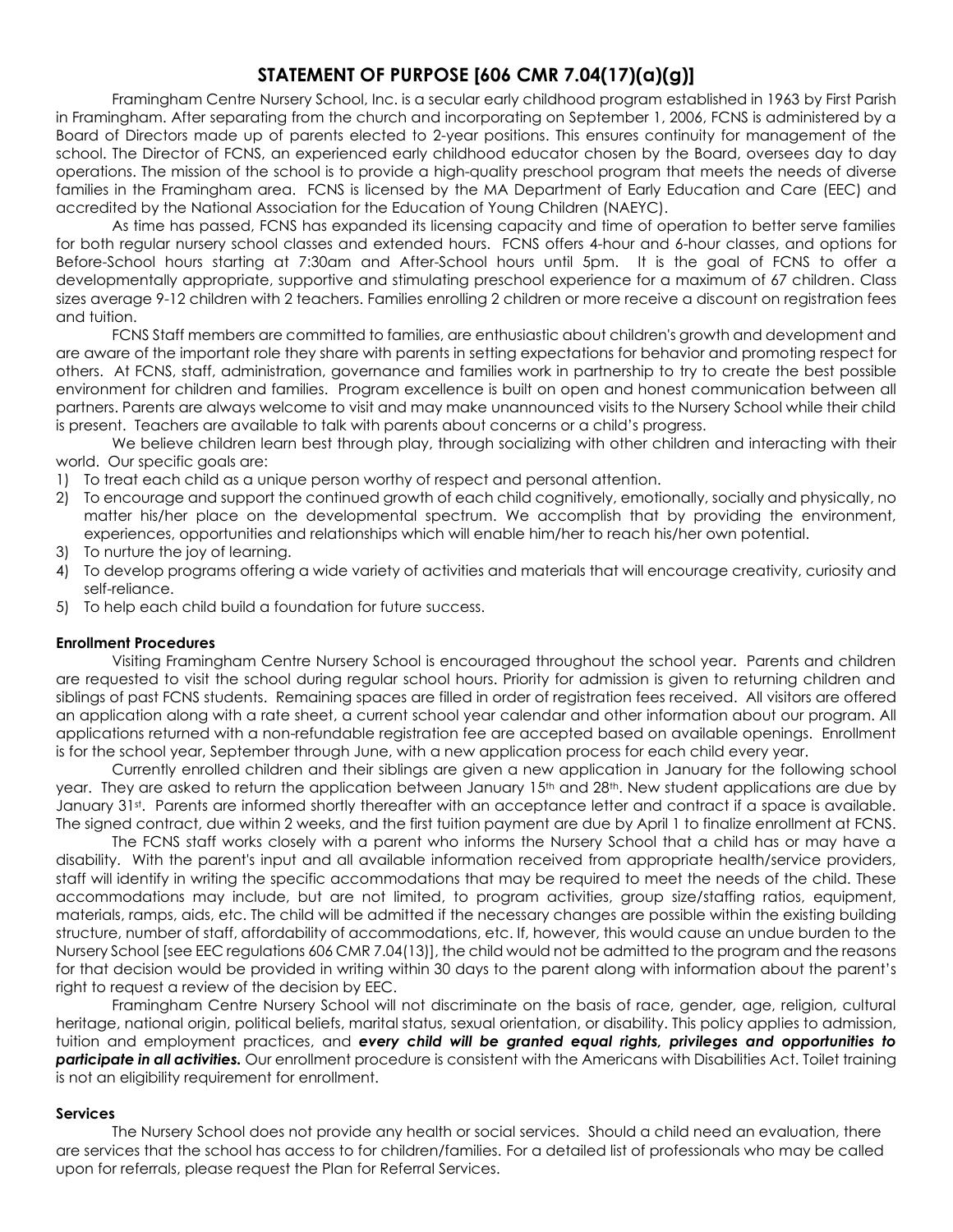## STATEMENT OF PURPOSE [606 CMR 7.04(17)(a)(g)]

Framingham Centre Nursery School, Inc. is a secular early childhood program established in 1963 by First Parish in Framingham. After separating from the church and incorporating on September 1, 2006, FCNS is administered by a Board of Directors made up of parents elected to 2-year positions. This ensures continuity for management of the school. The Director of FCNS, an experienced early childhood educator chosen by the Board, oversees day to day operations. The mission of the school is to provide a high-quality preschool program that meets the needs of diverse families in the Framingham area. FCNS is licensed by the MA Department of Early Education and Care (EEC) and accredited by the National Association for the Education of Young Children (NAEYC).

As time has passed, FCNS has expanded its licensing capacity and time of operation to better serve families for both regular nursery school classes and extended hours. FCNS offers 4-hour and 6-hour classes, and options for Before-School hours starting at 7:30am and After-School hours until 5pm. It is the goal of FCNS to offer a developmentally appropriate, supportive and stimulating preschool experience for a maximum of 67 children. Class sizes average 9-12 children with 2 teachers. Families enrolling 2 children or more receive a discount on registration fees and tuition.

FCNS Staff members are committed to families, are enthusiastic about children's growth and development and are aware of the important role they share with parents in setting expectations for behavior and promoting respect for others. At FCNS, staff, administration, governance and families work in partnership to try to create the best possible environment for children and families. Program excellence is built on open and honest communication between all partners. Parents are always welcome to visit and may make unannounced visits to the Nursery School while their child is present. Teachers are available to talk with parents about concerns or a child's progress.

We believe children learn best through play, through socializing with other children and interacting with their world. Our specific goals are:

1) To treat each child as a unique person worthy of respect and personal attention.
2) To encourage and support the continued growth of each child cognitively, emotionally, socially and physically, no matter his/her place on the developmental spectrum. We accomplish that by providing the environment, experiences, opportunities and relationships which will enable him/her to reach his/her own potential.
3) To nurture the joy of learning.
4) To develop programs offering a wide variety of activities and materials that will encourage creativity, curiosity and self-reliance.
5) To help each child build a foundation for future success.

### Enrollment Procedures

Visiting Framingham Centre Nursery School is encouraged throughout the school year. Parents and children are requested to visit the school during regular school hours. Priority for admission is given to returning children and siblings of past FCNS students. Remaining spaces are filled in order of registration fees received. All visitors are offered an application along with a rate sheet, a current school year calendar and other information about our program. All applications returned with a non-refundable registration fee are accepted based on available openings. Enrollment is for the school year, September through June, with a new application process for each child every year.

Currently enrolled children and their siblings are given a new application in January for the following school year. They are asked to return the application between January 15th and 28th. New student applications are due by January 31st. Parents are informed shortly thereafter with an acceptance letter and contract if a space is available. The signed contract, due within 2 weeks, and the first tuition payment are due by April 1 to finalize enrollment at FCNS.

The FCNS staff works closely with a parent who informs the Nursery School that a child has or may have a disability. With the parent's input and all available information received from appropriate health/service providers, staff will identify in writing the specific accommodations that may be required to meet the needs of the child. These accommodations may include, but are not limited, to program activities, group size/staffing ratios, equipment, materials, ramps, aids, etc. The child will be admitted if the necessary changes are possible within the existing building structure, number of staff, affordability of accommodations, etc. If, however, this would cause an undue burden to the Nursery School [see EEC regulations 606 CMR 7.04(13)], the child would not be admitted to the program and the reasons for that decision would be provided in writing within 30 days to the parent along with information about the parent's right to request a review of the decision by EEC.

Framingham Centre Nursery School will not discriminate on the basis of race, gender, age, religion, cultural heritage, national origin, political beliefs, marital status, sexual orientation, or disability. This policy applies to admission, tuition and employment practices, and ***every child will be granted equal rights, privileges and opportunities to participate in all activities.*** Our enrollment procedure is consistent with the Americans with Disabilities Act. Toilet training is not an eligibility requirement for enrollment.

### Services

The Nursery School does not provide any health or social services. Should a child need an evaluation, there are services that the school has access to for children/families. For a detailed list of professionals who may be called upon for referrals, please request the Plan for Referral Services.